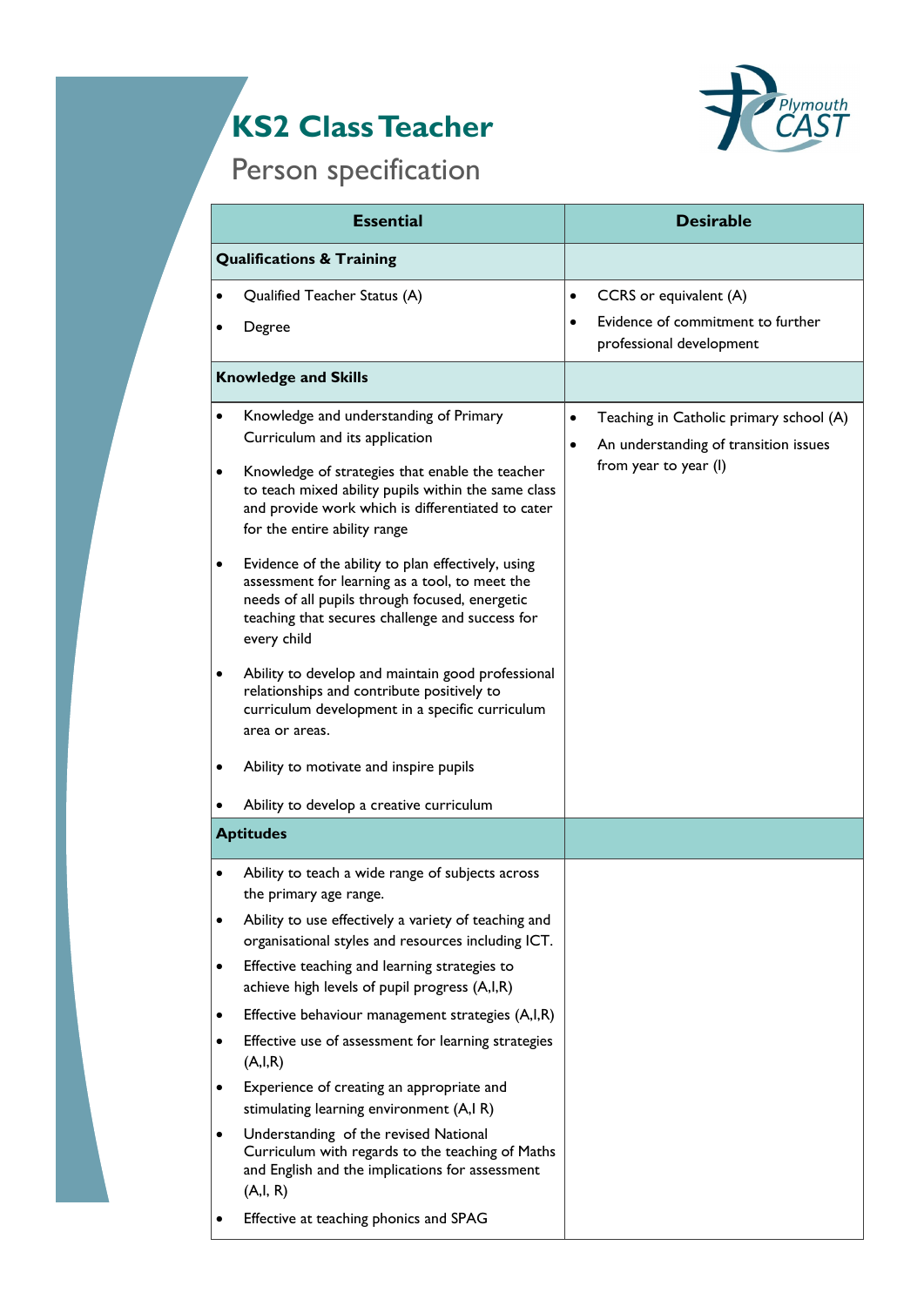# KS2 Class Teacher

## Person specification

| Essential | Desirable |
|---|---|
| **Qualifications & Training** | |
| • Qualified Teacher Status (A)<br>• Degree | • CCRS or equivalent (A)<br>• Evidence of commitment to further professional development |
| **Knowledge and Skills** | |
| • Knowledge and understanding of Primary Curriculum and its application<br>• Knowledge of strategies that enable the teacher to teach mixed ability pupils within the same class and provide work which is differentiated to cater for the entire ability range<br>• Evidence of the ability to plan effectively, using assessment for learning as a tool, to meet the needs of all pupils through focused, energetic teaching that secures challenge and success for every child<br>• Ability to develop and maintain good professional relationships and contribute positively to curriculum development in a specific curriculum area or areas.<br>• Ability to motivate and inspire pupils<br>• Ability to develop a creative curriculum | • Teaching in Catholic primary school (A)<br>• An understanding of transition issues from year to year (I) |
| **Aptitudes** | |
| • Ability to teach a wide range of subjects across the primary age range.<br>• Ability to use effectively a variety of teaching and organisational styles and resources including ICT.<br>• Effective teaching and learning strategies to achieve high levels of pupil progress (A,I,R)<br>• Effective behaviour management strategies (A,I,R)<br>• Effective use of assessment for learning strategies (A,I,R)<br>• Experience of creating an appropriate and stimulating learning environment (A,I R)<br>• Understanding of the revised National Curriculum with regards to the teaching of Maths and English and the implications for assessment (A,I, R)<br>• Effective at teaching phonics and SPAG | |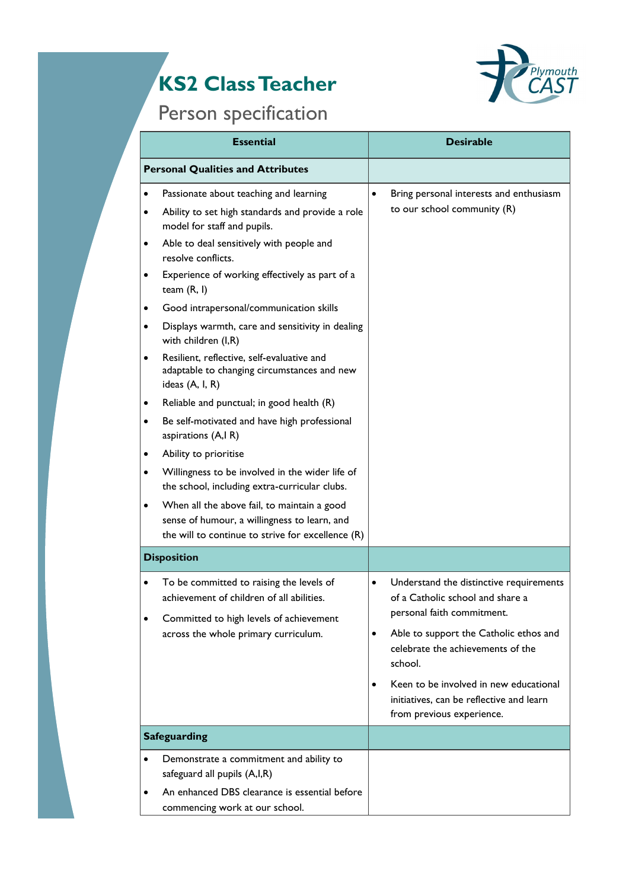# KS2 Class Teacher

## Person specification

| Essential | Desirable |
|---|---|
| **Personal Qualities and Attributes** | |
| • Passionate about teaching and learning<br>• Ability to set high standards and provide a role model for staff and pupils.<br>• Able to deal sensitively with people and resolve conflicts.<br>• Experience of working effectively as part of a team (R, I)<br>• Good intrapersonal/communication skills<br>• Displays warmth, care and sensitivity in dealing with children (I,R)<br>• Resilient, reflective, self-evaluative and adaptable to changing circumstances and new ideas (A, I, R)<br>• Reliable and punctual; in good health (R)<br>• Be self-motivated and have high professional aspirations (A,I R)<br>• Ability to prioritise<br>• Willingness to be involved in the wider life of the school, including extra-curricular clubs.<br>• When all the above fail, to maintain a good sense of humour, a willingness to learn, and the will to continue to strive for excellence (R) | • Bring personal interests and enthusiasm to our school community (R) |
| **Disposition** | |
| • To be committed to raising the levels of achievement of children of all abilities.<br>• Committed to high levels of achievement across the whole primary curriculum. | • Understand the distinctive requirements of a Catholic school and share a personal faith commitment.<br>• Able to support the Catholic ethos and celebrate the achievements of the school.<br>• Keen to be involved in new educational initiatives, can be reflective and learn from previous experience. |
| **Safeguarding** | |
| • Demonstrate a commitment and ability to safeguard all pupils (A,I,R)<br>• An enhanced DBS clearance is essential before commencing work at our school. | |